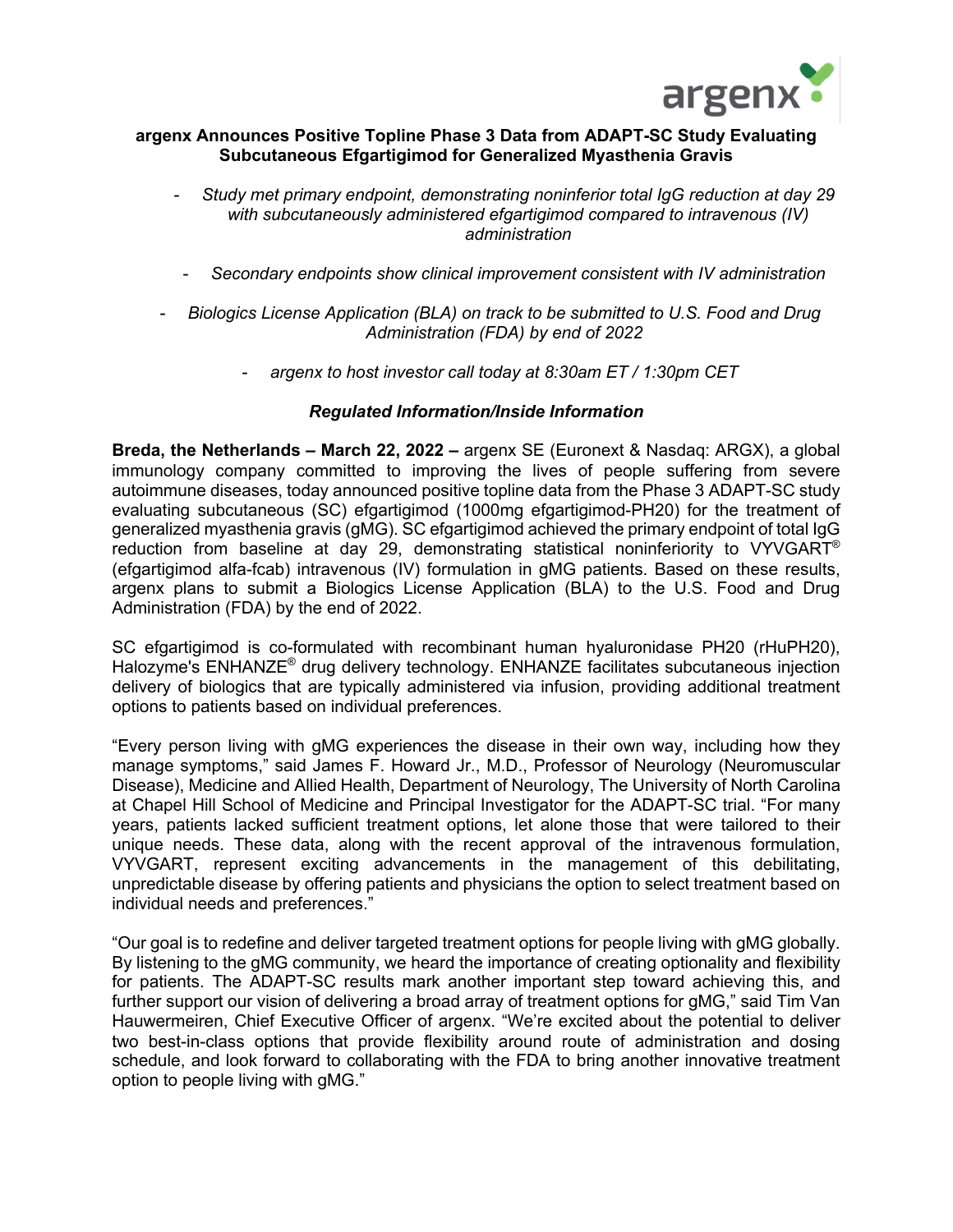# argenx Announces Positive Topline Phase 3 Data from ADAPT-SC Study Evaluating Subcutaneous Efgartigimod for Generalized Myasthenia Gravis

- *Study met primary endpoint, demonstrating noninferior total IgG reduction at day 29 with subcutaneously administered efgartigimod compared to intravenous (IV) administration*
- *Secondary endpoints show clinical improvement consistent with IV administration*
- *Biologics License Application (BLA) on track to be submitted to U.S. Food and Drug Administration (FDA) by end of 2022*
- *argenx to host investor call today at 8:30am ET / 1:30pm CET*

***Regulated Information/Inside Information***

**Breda, the Netherlands – March 22, 2022 –** argenx SE (Euronext & Nasdaq: ARGX), a global immunology company committed to improving the lives of people suffering from severe autoimmune diseases, today announced positive topline data from the Phase 3 ADAPT-SC study evaluating subcutaneous (SC) efgartigimod (1000mg efgartigimod-PH20) for the treatment of generalized myasthenia gravis (gMG). SC efgartigimod achieved the primary endpoint of total IgG reduction from baseline at day 29, demonstrating statistical noninferiority to VYVGART® (efgartigimod alfa-fcab) intravenous (IV) formulation in gMG patients. Based on these results, argenx plans to submit a Biologics License Application (BLA) to the U.S. Food and Drug Administration (FDA) by the end of 2022.

SC efgartigimod is co-formulated with recombinant human hyaluronidase PH20 (rHuPH20), Halozyme's ENHANZE® drug delivery technology. ENHANZE facilitates subcutaneous injection delivery of biologics that are typically administered via infusion, providing additional treatment options to patients based on individual preferences.

"Every person living with gMG experiences the disease in their own way, including how they manage symptoms," said James F. Howard Jr., M.D., Professor of Neurology (Neuromuscular Disease), Medicine and Allied Health, Department of Neurology, The University of North Carolina at Chapel Hill School of Medicine and Principal Investigator for the ADAPT-SC trial. "For many years, patients lacked sufficient treatment options, let alone those that were tailored to their unique needs. These data, along with the recent approval of the intravenous formulation, VYVGART, represent exciting advancements in the management of this debilitating, unpredictable disease by offering patients and physicians the option to select treatment based on individual needs and preferences."

"Our goal is to redefine and deliver targeted treatment options for people living with gMG globally. By listening to the gMG community, we heard the importance of creating optionality and flexibility for patients. The ADAPT-SC results mark another important step toward achieving this, and further support our vision of delivering a broad array of treatment options for gMG," said Tim Van Hauwermeiren, Chief Executive Officer of argenx. "We're excited about the potential to deliver two best-in-class options that provide flexibility around route of administration and dosing schedule, and look forward to collaborating with the FDA to bring another innovative treatment option to people living with gMG."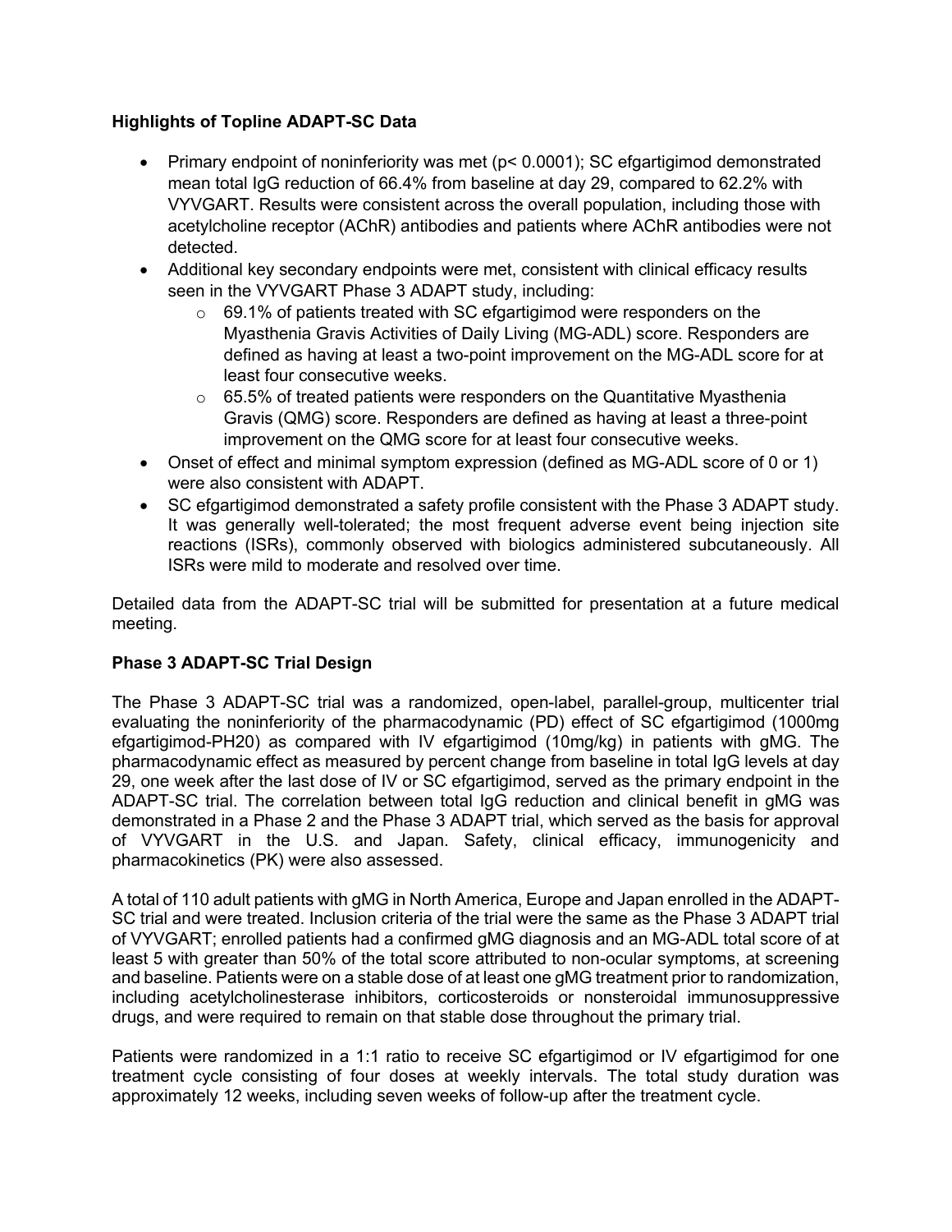**Highlights of Topline ADAPT-SC Data**

- Primary endpoint of noninferiority was met ($p < 0.0001$); SC efgartigimod demonstrated mean total IgG reduction of 66.4% from baseline at day 29, compared to 62.2% with VYVGART. Results were consistent across the overall population, including those with acetylcholine receptor (AChR) antibodies and patients where AChR antibodies were not detected.
- Additional key secondary endpoints were met, consistent with clinical efficacy results seen in the VYVGART Phase 3 ADAPT study, including:
  - 69.1% of patients treated with SC efgartigimod were responders on the Myasthenia Gravis Activities of Daily Living (MG-ADL) score. Responders are defined as having at least a two-point improvement on the MG-ADL score for at least four consecutive weeks.
  - 65.5% of treated patients were responders on the Quantitative Myasthenia Gravis (QMG) score. Responders are defined as having at least a three-point improvement on the QMG score for at least four consecutive weeks.
- Onset of effect and minimal symptom expression (defined as MG-ADL score of 0 or 1) were also consistent with ADAPT.
- SC efgartigimod demonstrated a safety profile consistent with the Phase 3 ADAPT study. It was generally well-tolerated; the most frequent adverse event being injection site reactions (ISRs), commonly observed with biologics administered subcutaneously. All ISRs were mild to moderate and resolved over time.

Detailed data from the ADAPT-SC trial will be submitted for presentation at a future medical meeting.

**Phase 3 ADAPT-SC Trial Design**

The Phase 3 ADAPT-SC trial was a randomized, open-label, parallel-group, multicenter trial evaluating the noninferiority of the pharmacodynamic (PD) effect of SC efgartigimod (1000mg efgartigimod-PH20) as compared with IV efgartigimod (10mg/kg) in patients with gMG. The pharmacodynamic effect as measured by percent change from baseline in total IgG levels at day 29, one week after the last dose of IV or SC efgartigimod, served as the primary endpoint in the ADAPT-SC trial. The correlation between total IgG reduction and clinical benefit in gMG was demonstrated in a Phase 2 and the Phase 3 ADAPT trial, which served as the basis for approval of VYVGART in the U.S. and Japan. Safety, clinical efficacy, immunogenicity and pharmacokinetics (PK) were also assessed.

A total of 110 adult patients with gMG in North America, Europe and Japan enrolled in the ADAPT-SC trial and were treated. Inclusion criteria of the trial were the same as the Phase 3 ADAPT trial of VYVGART; enrolled patients had a confirmed gMG diagnosis and an MG-ADL total score of at least 5 with greater than 50% of the total score attributed to non-ocular symptoms, at screening and baseline. Patients were on a stable dose of at least one gMG treatment prior to randomization, including acetylcholinesterase inhibitors, corticosteroids or nonsteroidal immunosuppressive drugs, and were required to remain on that stable dose throughout the primary trial.

Patients were randomized in a 1:1 ratio to receive SC efgartigimod or IV efgartigimod for one treatment cycle consisting of four doses at weekly intervals. The total study duration was approximately 12 weeks, including seven weeks of follow-up after the treatment cycle.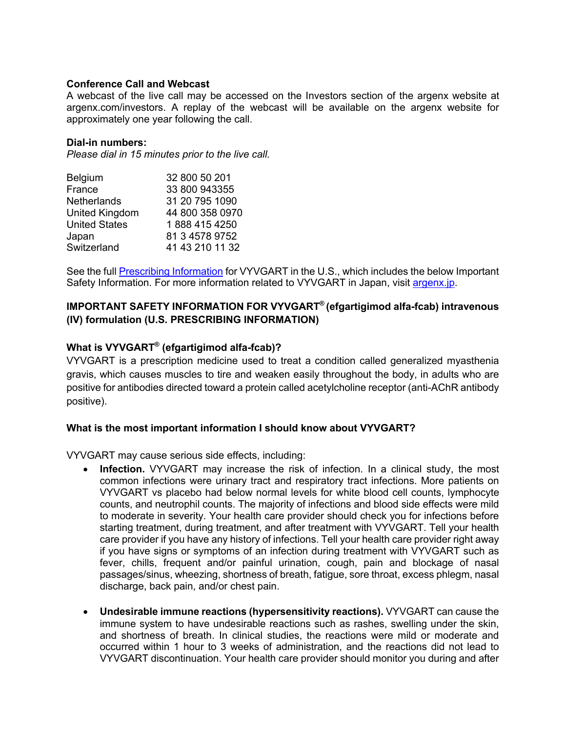**Conference Call and Webcast**

A webcast of the live call may be accessed on the Investors section of the argenx website at argenx.com/investors. A replay of the webcast will be available on the argenx website for approximately one year following the call.

**Dial-in numbers:**

*Please dial in 15 minutes prior to the live call.*

| | |
|---|---|
| Belgium | 32 800 50 201 |
| France | 33 800 943355 |
| Netherlands | 31 20 795 1090 |
| United Kingdom | 44 800 358 0970 |
| United States | 1 888 415 4250 |
| Japan | 81 3 4578 9752 |
| Switzerland | 41 43 210 11 32 |

See the full Prescribing Information for VYVGART in the U.S., which includes the below Important Safety Information. For more information related to VYVGART in Japan, visit argenx.jp.

**IMPORTANT SAFETY INFORMATION FOR VYVGART® (efgartigimod alfa-fcab) intravenous (IV) formulation (U.S. PRESCRIBING INFORMATION)**

**What is VYVGART® (efgartigimod alfa-fcab)?**

VYVGART is a prescription medicine used to treat a condition called generalized myasthenia gravis, which causes muscles to tire and weaken easily throughout the body, in adults who are positive for antibodies directed toward a protein called acetylcholine receptor (anti-AChR antibody positive).

**What is the most important information I should know about VYVGART?**

VYVGART may cause serious side effects, including:

- **Infection.** VYVGART may increase the risk of infection. In a clinical study, the most common infections were urinary tract and respiratory tract infections. More patients on VYVGART vs placebo had below normal levels for white blood cell counts, lymphocyte counts, and neutrophil counts. The majority of infections and blood side effects were mild to moderate in severity. Your health care provider should check you for infections before starting treatment, during treatment, and after treatment with VYVGART. Tell your health care provider if you have any history of infections. Tell your health care provider right away if you have signs or symptoms of an infection during treatment with VYVGART such as fever, chills, frequent and/or painful urination, cough, pain and blockage of nasal passages/sinus, wheezing, shortness of breath, fatigue, sore throat, excess phlegm, nasal discharge, back pain, and/or chest pain.

- **Undesirable immune reactions (hypersensitivity reactions).** VYVGART can cause the immune system to have undesirable reactions such as rashes, swelling under the skin, and shortness of breath. In clinical studies, the reactions were mild or moderate and occurred within 1 hour to 3 weeks of administration, and the reactions did not lead to VYVGART discontinuation. Your health care provider should monitor you during and after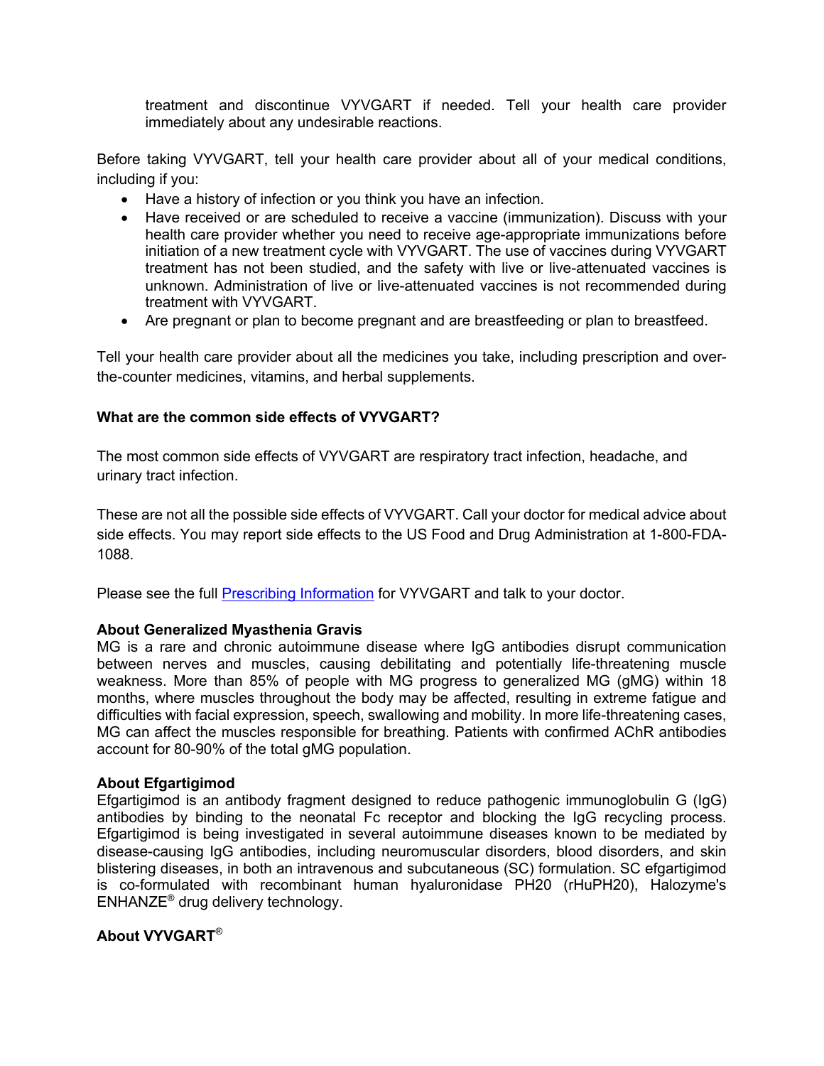treatment and discontinue VYVGART if needed. Tell your health care provider immediately about any undesirable reactions.

Before taking VYVGART, tell your health care provider about all of your medical conditions, including if you:

- Have a history of infection or you think you have an infection.
- Have received or are scheduled to receive a vaccine (immunization). Discuss with your health care provider whether you need to receive age-appropriate immunizations before initiation of a new treatment cycle with VYVGART. The use of vaccines during VYVGART treatment has not been studied, and the safety with live or live-attenuated vaccines is unknown. Administration of live or live-attenuated vaccines is not recommended during treatment with VYVGART.
- Are pregnant or plan to become pregnant and are breastfeeding or plan to breastfeed.

Tell your health care provider about all the medicines you take, including prescription and over-the-counter medicines, vitamins, and herbal supplements.

**What are the common side effects of VYVGART?**

The most common side effects of VYVGART are respiratory tract infection, headache, and urinary tract infection.

These are not all the possible side effects of VYVGART. Call your doctor for medical advice about side effects. You may report side effects to the US Food and Drug Administration at 1-800-FDA-1088.

Please see the full Prescribing Information for VYVGART and talk to your doctor.

**About Generalized Myasthenia Gravis**

MG is a rare and chronic autoimmune disease where IgG antibodies disrupt communication between nerves and muscles, causing debilitating and potentially life-threatening muscle weakness. More than 85% of people with MG progress to generalized MG (gMG) within 18 months, where muscles throughout the body may be affected, resulting in extreme fatigue and difficulties with facial expression, speech, swallowing and mobility. In more life-threatening cases, MG can affect the muscles responsible for breathing. Patients with confirmed AChR antibodies account for 80-90% of the total gMG population.

**About Efgartigimod**

Efgartigimod is an antibody fragment designed to reduce pathogenic immunoglobulin G (IgG) antibodies by binding to the neonatal Fc receptor and blocking the IgG recycling process. Efgartigimod is being investigated in several autoimmune diseases known to be mediated by disease-causing IgG antibodies, including neuromuscular disorders, blood disorders, and skin blistering diseases, in both an intravenous and subcutaneous (SC) formulation. SC efgartigimod is co-formulated with recombinant human hyaluronidase PH20 (rHuPH20), Halozyme's ENHANZE® drug delivery technology.

**About VYVGART®**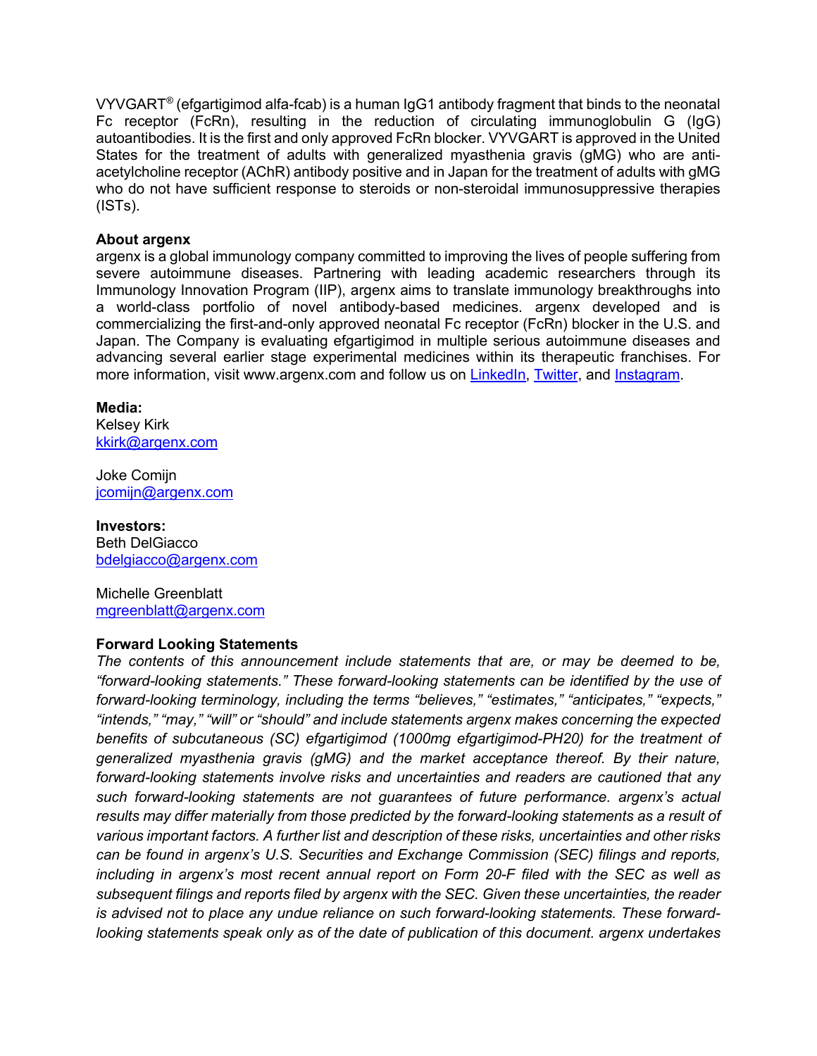VYVGART® (efgartigimod alfa-fcab) is a human IgG1 antibody fragment that binds to the neonatal Fc receptor (FcRn), resulting in the reduction of circulating immunoglobulin G (IgG) autoantibodies. It is the first and only approved FcRn blocker. VYVGART is approved in the United States for the treatment of adults with generalized myasthenia gravis (gMG) who are anti-acetylcholine receptor (AChR) antibody positive and in Japan for the treatment of adults with gMG who do not have sufficient response to steroids or non-steroidal immunosuppressive therapies (ISTs).

**About argenx**
argenx is a global immunology company committed to improving the lives of people suffering from severe autoimmune diseases. Partnering with leading academic researchers through its Immunology Innovation Program (IIP), argenx aims to translate immunology breakthroughs into a world-class portfolio of novel antibody-based medicines. argenx developed and is commercializing the first-and-only approved neonatal Fc receptor (FcRn) blocker in the U.S. and Japan. The Company is evaluating efgartigimod in multiple serious autoimmune diseases and advancing several earlier stage experimental medicines within its therapeutic franchises. For more information, visit www.argenx.com and follow us on LinkedIn, Twitter, and Instagram.

**Media:**
Kelsey Kirk
kkirk@argenx.com

Joke Comijn
jcomijn@argenx.com

**Investors:**
Beth DelGiacco
bdelgiacco@argenx.com

Michelle Greenblatt
mgreenblatt@argenx.com

**Forward Looking Statements**
*The contents of this announcement include statements that are, or may be deemed to be, "forward-looking statements." These forward-looking statements can be identified by the use of forward-looking terminology, including the terms "believes," "estimates," "anticipates," "expects," "intends," "may," "will" or "should" and include statements argenx makes concerning the expected benefits of subcutaneous (SC) efgartigimod (1000mg efgartigimod-PH20) for the treatment of generalized myasthenia gravis (gMG) and the market acceptance thereof. By their nature, forward-looking statements involve risks and uncertainties and readers are cautioned that any such forward-looking statements are not guarantees of future performance. argenx's actual results may differ materially from those predicted by the forward-looking statements as a result of various important factors. A further list and description of these risks, uncertainties and other risks can be found in argenx's U.S. Securities and Exchange Commission (SEC) filings and reports, including in argenx's most recent annual report on Form 20-F filed with the SEC as well as subsequent filings and reports filed by argenx with the SEC. Given these uncertainties, the reader is advised not to place any undue reliance on such forward-looking statements. These forward-looking statements speak only as of the date of publication of this document. argenx undertakes*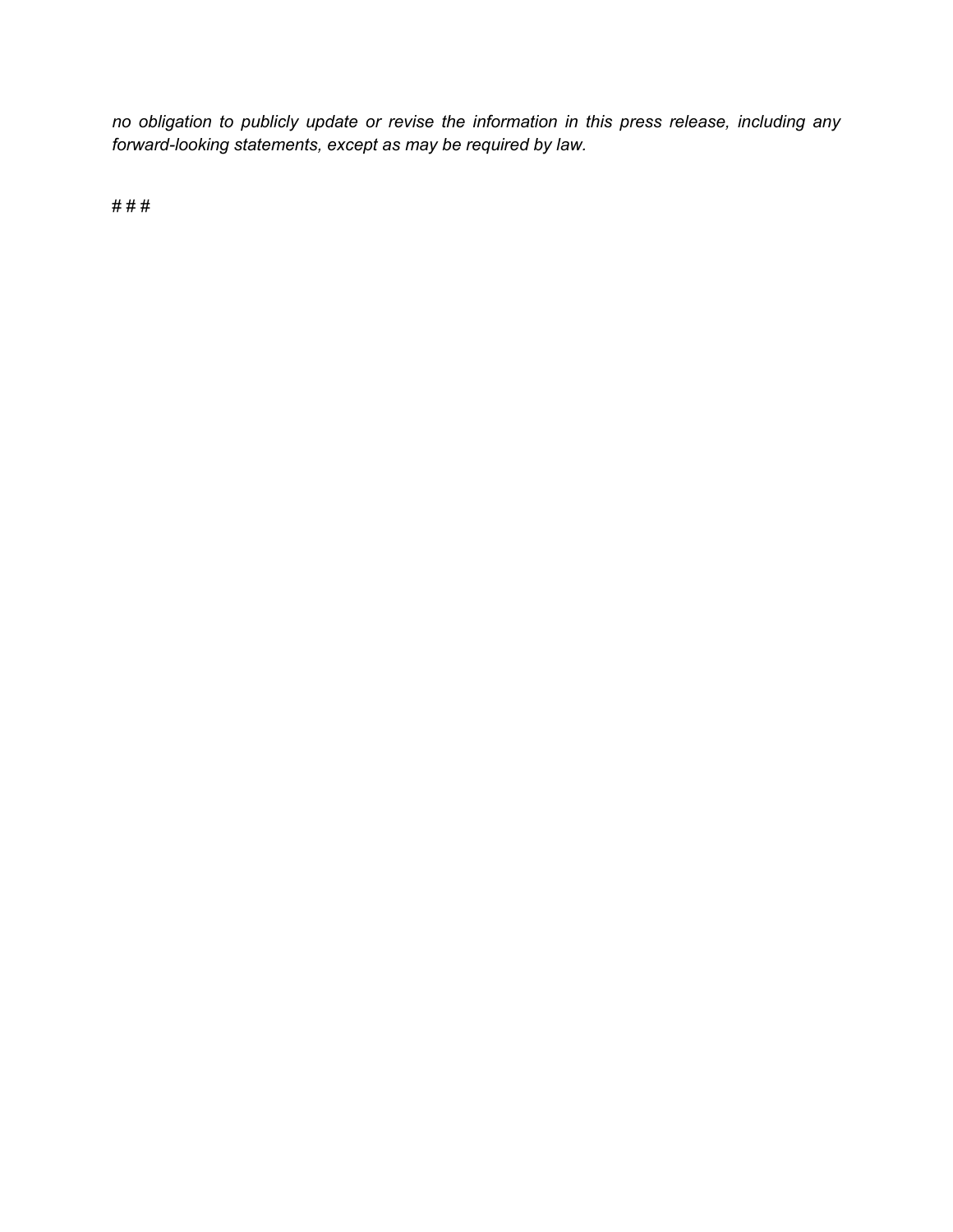*no obligation to publicly update or revise the information in this press release, including any forward-looking statements, except as may be required by law.*

# # #